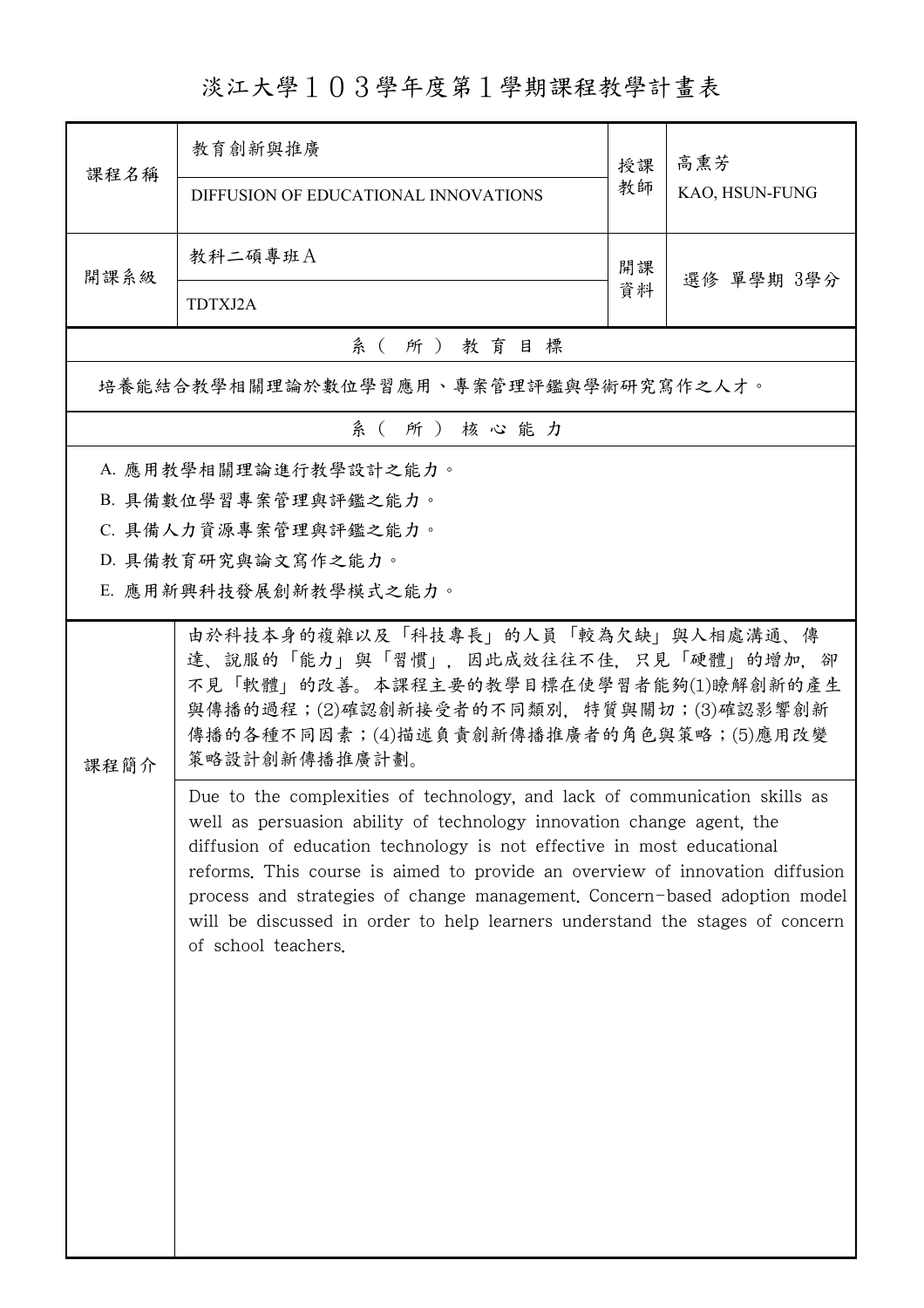# 淡江大學１０３學年度第１學期課程教學計畫表

| 課程名稱 | 教育創新與推廣<br>DIFFUSION OF EDUCATIONAL INNOVATIONS | 授課教師 | 高熏芳<br>KAO, HSUN-FUNG |
|---|---|---|---|
| 開課系級 | 教科二碩專班Ａ<br>TDTXJ2A | 開課資料 | 選修 單學期 3學分 |

## 系（所）教育目標

培養能結合教學相關理論於數位學習應用、專案管理評鑑與學術研究寫作之人才。

## 系（所）核心能力

A. 應用教學相關理論進行教學設計之能力。

B. 具備數位學習專案管理與評鑑之能力。

C. 具備人力資源專案管理與評鑑之能力。

D. 具備教育研究與論文寫作之能力。

E. 應用新興科技發展創新教學模式之能力。

## 課程簡介

由於科技本身的複雜以及「科技專長」的人員「較為欠缺」與人相處溝通、傳達、說服的「能力」與「習慣」，因此成效往往不佳，只見「硬體」的增加，卻不見「軟體」的改善。本課程主要的教學目標在使學習者能夠(1)瞭解創新的產生與傳播的過程；(2)確認創新接受者的不同類別，特質與關切；(3)確認影響創新傳播的各種不同因素；(4)描述負責創新傳播推廣者的角色與策略；(5)應用改變策略設計創新傳播推廣計劃。

Due to the complexities of technology, and lack of communication skills as well as persuasion ability of technology innovation change agent, the diffusion of education technology is not effective in most educational reforms. This course is aimed to provide an overview of innovation diffusion process and strategies of change management. Concern-based adoption model will be discussed in order to help learners understand the stages of concern of school teachers.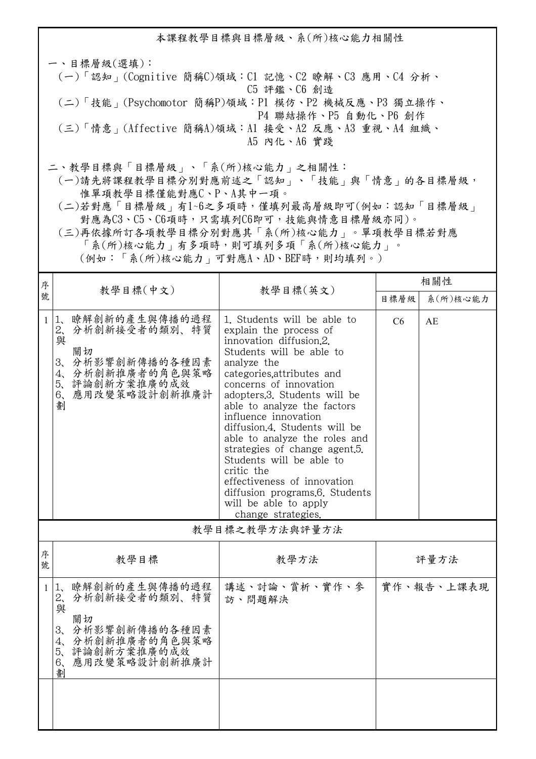## 本課程教學目標與目標層級、系(所)核心能力相關性

一、目標層級(選填)：

(一)「認知」(Cognitive 簡稱C)領域：C1 記憶、C2 瞭解、C3 應用、C4 分析、C5 評鑑、C6 創造

(二)「技能」(Psychomotor 簡稱P)領域：P1 模仿、P2 機械反應、P3 獨立操作、P4 聯結操作、P5 自動化、P6 創作

(三)「情意」(Affective 簡稱A)領域：A1 接受、A2 反應、A3 重視、A4 組織、A5 內化、A6 實踐

二、教學目標與「目標層級」、「系(所)核心能力」之相關性：

(一)請先將課程教學目標分別對應前述之「認知」、「技能」與「情意」的各目標層級，惟單項教學目標僅能對應C、P、A其中一項。

(二)若對應「目標層級」有1~6之多項時，僅填列最高層級即可(例如：認知「目標層級」對應為C3、C5、C6項時，只需填列C6即可，技能與情意目標層級亦同)。

(三)再依據所訂各項教學目標分別對應其「系(所)核心能力」。單項教學目標若對應「系(所)核心能力」有多項時，則可填列多項「系(所)核心能力」。(例如：「系(所)核心能力」可對應A、AD、BEF時，則均填列。)

| 序號 | 教學目標(中文) | 教學目標(英文) | 相關性 | |
|---|---|---|---|---|
| | | | 目標層級 | 系(所)核心能力 |
| 1 | 1、瞭解創新的產生與傳播的過程<br>2、分析創新接受者的類別、特質與關切<br>3、分析影響創新傳播的各種因素<br>4、分析創新推廣者的角色與策略<br>5、評論創新方案推廣的成效<br>6、應用改變策略設計創新推廣計劃 | 1. Students will be able to explain the process of innovation diffusion.2. Students will be able to analyze the categories,attributes and concerns of innovation adopters.3. Students will be able to analyze the factors influence innovation diffusion.4. Students will be able to analyze the roles and strategies of change agent.5. Students will be able to critic the effectiveness of innovation diffusion programs.6. Students will be able to apply change strategies. | C6 | AE |

## 教學目標之教學方法與評量方法

| 序號 | 教學目標 | 教學方法 | 評量方法 |
|---|---|---|---|
| 1 | 1、瞭解創新的產生與傳播的過程<br>2、分析創新接受者的類別、特質與關切<br>3、分析影響創新傳播的各種因素<br>4、分析創新推廣者的角色與策略<br>5、評論創新方案推廣的成效<br>6、應用改變策略設計創新推廣計劃 | 講述、討論、賞析、實作、參訪、問題解決 | 實作、報告、上課表現 |
| | | | |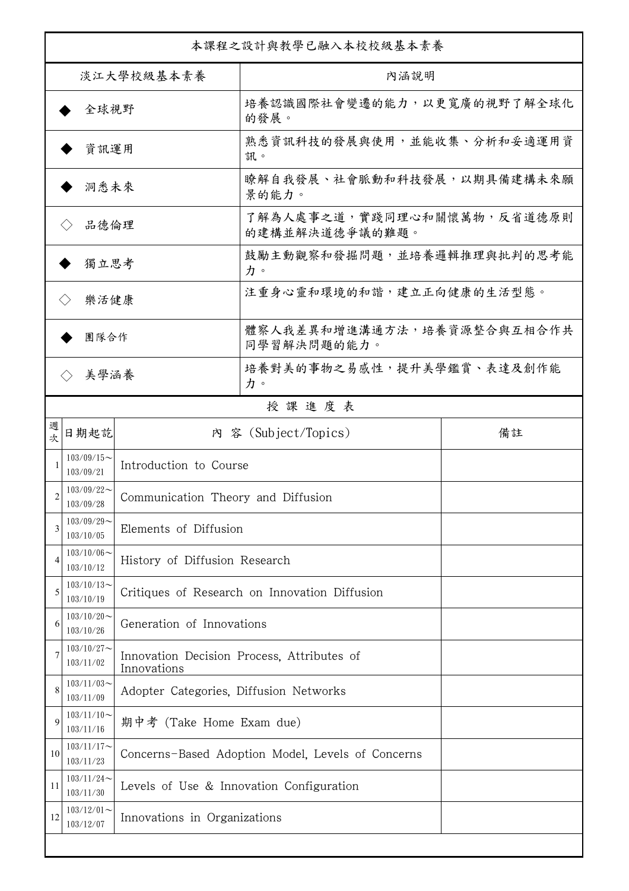本課程之設計與教學已融入本校校級基本素養

| 淡江大學校級基本素養 | 內涵說明 |
|---|---|
| ◆ 全球視野 | 培養認識國際社會變遷的能力，以更寬廣的視野了解全球化的發展。 |
| ◆ 資訊運用 | 熟悉資訊科技的發展與使用，並能收集、分析和妥適運用資訊。 |
| ◆ 洞悉未來 | 瞭解自我發展、社會脈動和科技發展，以期具備建構未來願景的能力。 |
| ◇ 品德倫理 | 了解為人處事之道，實踐同理心和關懷萬物，反省道德原則的建構並解決道德爭議的難題。 |
| ◆ 獨立思考 | 鼓勵主動觀察和發掘問題，並培養邏輯推理與批判的思考能力。 |
| ◇ 樂活健康 | 注重身心靈和環境的和諧，建立正向健康的生活型態。 |
| ◆ 團隊合作 | 體察人我差異和增進溝通方法，培養資源整合與互相合作共同學習解決問題的能力。 |
| ◇ 美學涵養 | 培養對美的事物之易感性，提升美學鑑賞、表達及創作能力。 |

授 課 進 度 表

| 週次 | 日期起訖 | 內 容 (Subject/Topics) | 備註 |
|---|---|---|---|
| 1 | 103/09/15～103/09/21 | Introduction to Course | |
| 2 | 103/09/22～103/09/28 | Communication Theory and Diffusion | |
| 3 | 103/09/29～103/10/05 | Elements of Diffusion | |
| 4 | 103/10/06～103/10/12 | History of Diffusion Research | |
| 5 | 103/10/13～103/10/19 | Critiques of Research on Innovation Diffusion | |
| 6 | 103/10/20～103/10/26 | Generation of Innovations | |
| 7 | 103/10/27～103/11/02 | Innovation Decision Process, Attributes of Innovations | |
| 8 | 103/11/03～103/11/09 | Adopter Categories, Diffusion Networks | |
| 9 | 103/11/10～103/11/16 | 期中考 (Take Home Exam due) | |
| 10 | 103/11/17～103/11/23 | Concerns-Based Adoption Model, Levels of Concerns | |
| 11 | 103/11/24～103/11/30 | Levels of Use & Innovation Configuration | |
| 12 | 103/12/01～103/12/07 | Innovations in Organizations | |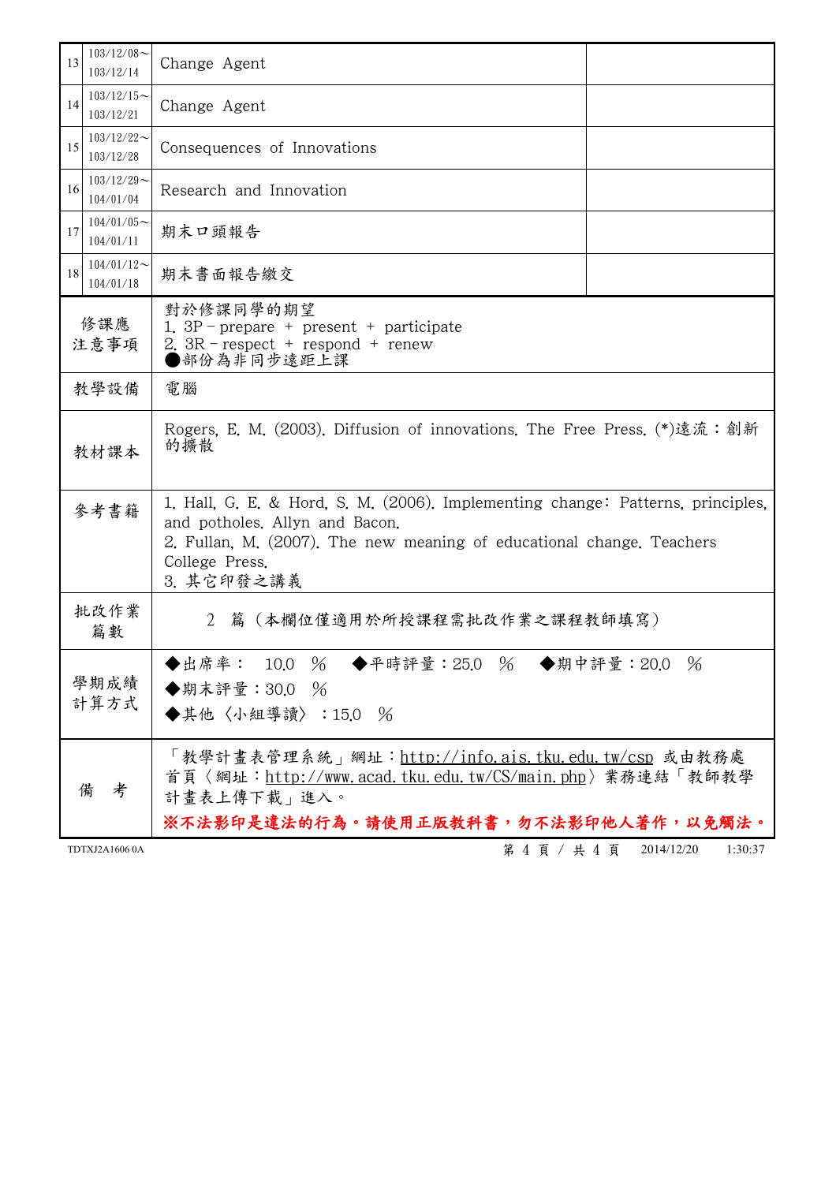| | | | |
|---|---|---|---|
| 13 | 103/12/08～<br>103/12/14 | Change Agent | |
| 14 | 103/12/15～<br>103/12/21 | Change Agent | |
| 15 | 103/12/22～<br>103/12/28 | Consequences of Innovations | |
| 16 | 103/12/29～<br>104/01/04 | Research and Innovation | |
| 17 | 104/01/05～<br>104/01/11 | 期末口頭報告 | |
| 18 | 104/01/12～<br>104/01/18 | 期末書面報告繳交 | |

| | |
|---|---|
| 修課應注意事項 | 對於修課同學的期望<br>1. 3P－prepare ＋ present ＋ participate<br>2. 3R－respect ＋ respond ＋ renew<br>●部份為非同步遠距上課 |
| 教學設備 | 電腦 |
| 教材課本 | Rogers, E. M. (2003). Diffusion of innovations. The Free Press. (*)遠流：創新的擴散 |
| 參考書籍 | 1. Hall, G. E. & Hord, S. M. (2006). Implementing change: Patterns, principles, and potholes. Allyn and Bacon.<br>2. Fullan, M. (2007). The new meaning of educational change. Teachers College Press.<br>3. 其它印發之講義 |
| 批改作業篇數 | 2 篇（本欄位僅適用於所授課程需批改作業之課程教師填寫） |
| 學期成績計算方式 | ◆出席率： 10.0 ％ ◆平時評量：25.0 ％ ◆期中評量：20.0 ％<br>◆期末評量：30.0 ％<br>◆其他〈小組導讀〉：15.0 ％ |
| 備考 | 「教學計畫表管理系統」網址：http://info.ais.tku.edu.tw/csp 或由教務處首頁〈網址：http://www.acad.tku.edu.tw/CS/main.php〉業務連結「教師教學計畫表上傳下載」進入。<br>**※不法影印是違法的行為。請使用正版教科書，勿不法影印他人著作，以免觸法。** |

TDTXJ2A1606 0A